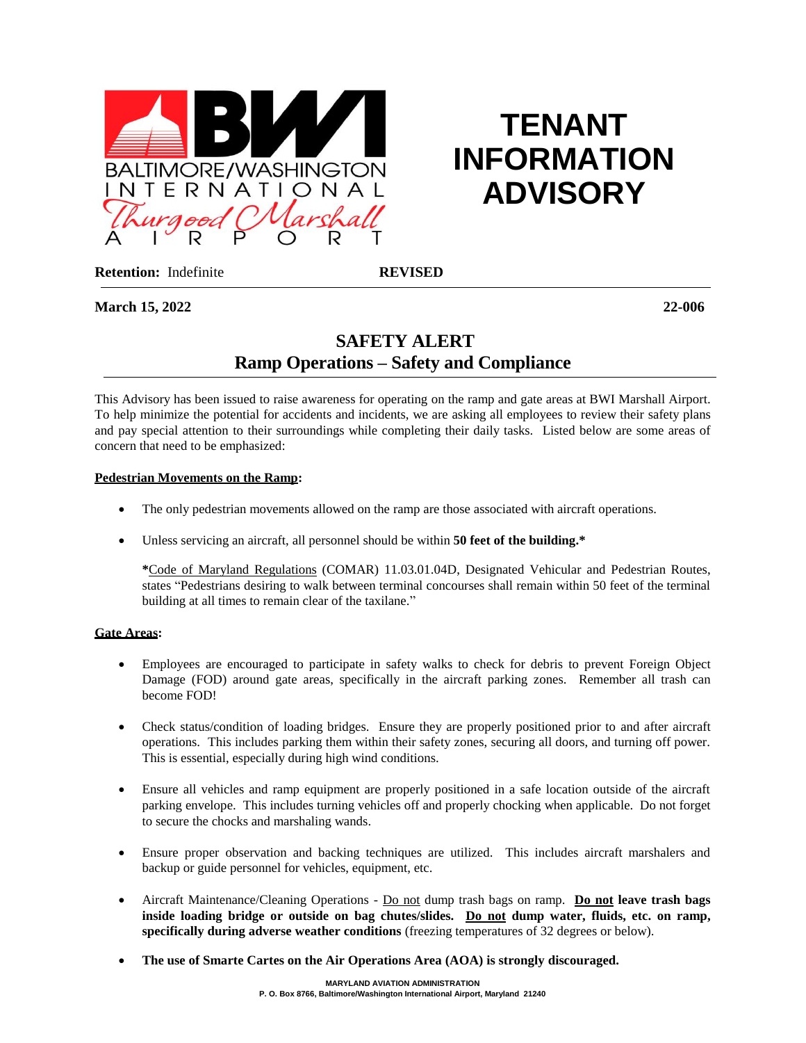# TENANT INFORMATION ADVISORY

**Retention:** Indefinite **REVISED**

**March 15, 2022** **22-006**

## SAFETY ALERT
## Ramp Operations – Safety and Compliance

This Advisory has been issued to raise awareness for operating on the ramp and gate areas at BWI Marshall Airport. To help minimize the potential for accidents and incidents, we are asking all employees to review their safety plans and pay special attention to their surroundings while completing their daily tasks. Listed below are some areas of concern that need to be emphasized:

**Pedestrian Movements on the Ramp:**

- The only pedestrian movements allowed on the ramp are those associated with aircraft operations.
- Unless servicing an aircraft, all personnel should be within **50 feet of the building.***

  ***Code of Maryland Regulations (COMAR) 11.03.01.04D, Designated Vehicular and Pedestrian Routes, states "Pedestrians desiring to walk between terminal concourses shall remain within 50 feet of the terminal building at all times to remain clear of the taxilane."

**Gate Areas:**

- Employees are encouraged to participate in safety walks to check for debris to prevent Foreign Object Damage (FOD) around gate areas, specifically in the aircraft parking zones. Remember all trash can become FOD!
- Check status/condition of loading bridges. Ensure they are properly positioned prior to and after aircraft operations. This includes parking them within their safety zones, securing all doors, and turning off power. This is essential, especially during high wind conditions.
- Ensure all vehicles and ramp equipment are properly positioned in a safe location outside of the aircraft parking envelope. This includes turning vehicles off and properly chocking when applicable. Do not forget to secure the chocks and marshaling wands.
- Ensure proper observation and backing techniques are utilized. This includes aircraft marshalers and backup or guide personnel for vehicles, equipment, etc.
- Aircraft Maintenance/Cleaning Operations - Do not dump trash bags on ramp. **Do not leave trash bags inside loading bridge or outside on bag chutes/slides. Do not dump water, fluids, etc. on ramp, specifically during adverse weather conditions** (freezing temperatures of 32 degrees or below).
- **The use of Smarte Cartes on the Air Operations Area (AOA) is strongly discouraged.**

MARYLAND AVIATION ADMINISTRATION
P. O. Box 8766, Baltimore/Washington International Airport, Maryland 21240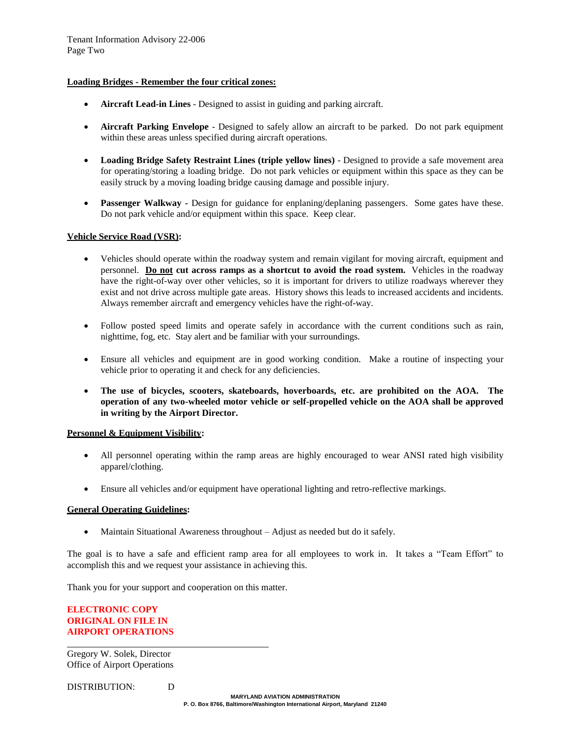**Loading Bridges - Remember the four critical zones:**

- **Aircraft Lead-in Lines** - Designed to assist in guiding and parking aircraft.
- **Aircraft Parking Envelope** - Designed to safely allow an aircraft to be parked. Do not park equipment within these areas unless specified during aircraft operations.
- **Loading Bridge Safety Restraint Lines (triple yellow lines)** - Designed to provide a safe movement area for operating/storing a loading bridge. Do not park vehicles or equipment within this space as they can be easily struck by a moving loading bridge causing damage and possible injury.
- **Passenger Walkway** - Design for guidance for enplaning/deplaning passengers. Some gates have these. Do not park vehicle and/or equipment within this space. Keep clear.

**Vehicle Service Road (VSR):**

- Vehicles should operate within the roadway system and remain vigilant for moving aircraft, equipment and personnel. **Do not cut across ramps as a shortcut to avoid the road system.** Vehicles in the roadway have the right-of-way over other vehicles, so it is important for drivers to utilize roadways wherever they exist and not drive across multiple gate areas. History shows this leads to increased accidents and incidents. Always remember aircraft and emergency vehicles have the right-of-way.
- Follow posted speed limits and operate safely in accordance with the current conditions such as rain, nighttime, fog, etc. Stay alert and be familiar with your surroundings.
- Ensure all vehicles and equipment are in good working condition. Make a routine of inspecting your vehicle prior to operating it and check for any deficiencies.
- **The use of bicycles, scooters, skateboards, hoverboards, etc. are prohibited on the AOA. The operation of any two-wheeled motor vehicle or self-propelled vehicle on the AOA shall be approved in writing by the Airport Director.**

**Personnel & Equipment Visibility:**

- All personnel operating within the ramp areas are highly encouraged to wear ANSI rated high visibility apparel/clothing.
- Ensure all vehicles and/or equipment have operational lighting and retro-reflective markings.

**General Operating Guidelines:**

- Maintain Situational Awareness throughout – Adjust as needed but do it safely.

The goal is to have a safe and efficient ramp area for all employees to work in. It takes a "Team Effort" to accomplish this and we request your assistance in achieving this.

Thank you for your support and cooperation on this matter.

**ELECTRONIC COPY**
**ORIGINAL ON FILE IN**
**AIRPORT OPERATIONS**

Gregory W. Solek, Director
Office of Airport Operations

DISTRIBUTION: D

**MARYLAND AVIATION ADMINISTRATION**
**P. O. Box 8766, Baltimore/Washington International Airport, Maryland 21240**